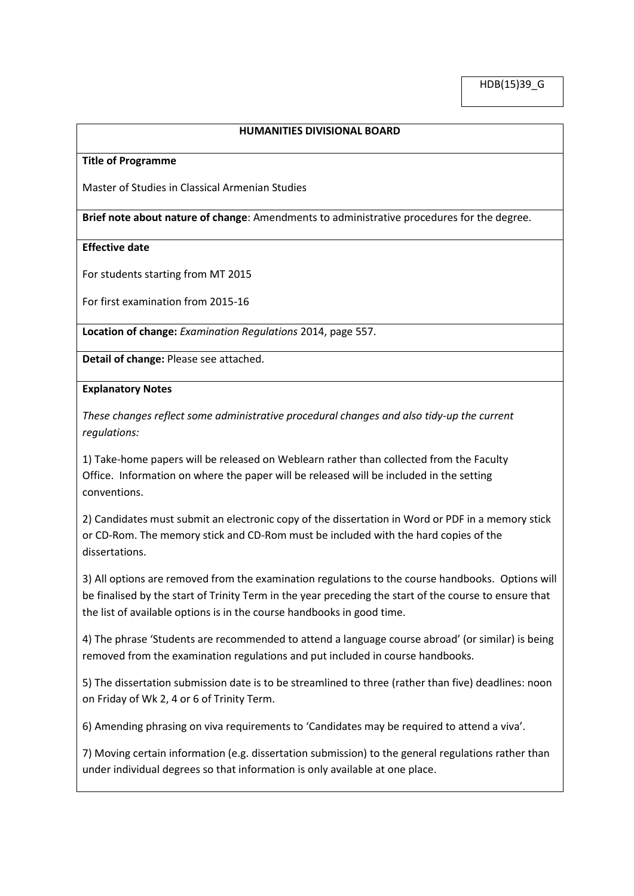HDB(15)39_G

**HUMANITIES DIVISIONAL BOARD**

**Title of Programme**

Master of Studies in Classical Armenian Studies

**Brief note about nature of change**: Amendments to administrative procedures for the degree.

**Effective date**

For students starting from MT 2015

For first examination from 2015-16

**Location of change:** *Examination Regulations* 2014, page 557.

**Detail of change:** Please see attached.

**Explanatory Notes**

*These changes reflect some administrative procedural changes and also tidy-up the current regulations:*

1) Take-home papers will be released on Weblearn rather than collected from the Faculty Office. Information on where the paper will be released will be included in the setting conventions.

2) Candidates must submit an electronic copy of the dissertation in Word or PDF in a memory stick or CD-Rom. The memory stick and CD-Rom must be included with the hard copies of the dissertations.

3) All options are removed from the examination regulations to the course handbooks. Options will be finalised by the start of Trinity Term in the year preceding the start of the course to ensure that the list of available options is in the course handbooks in good time.

4) The phrase 'Students are recommended to attend a language course abroad' (or similar) is being removed from the examination regulations and put included in course handbooks.

5) The dissertation submission date is to be streamlined to three (rather than five) deadlines: noon on Friday of Wk 2, 4 or 6 of Trinity Term.

6) Amending phrasing on viva requirements to 'Candidates may be required to attend a viva'.

7) Moving certain information (e.g. dissertation submission) to the general regulations rather than under individual degrees so that information is only available at one place.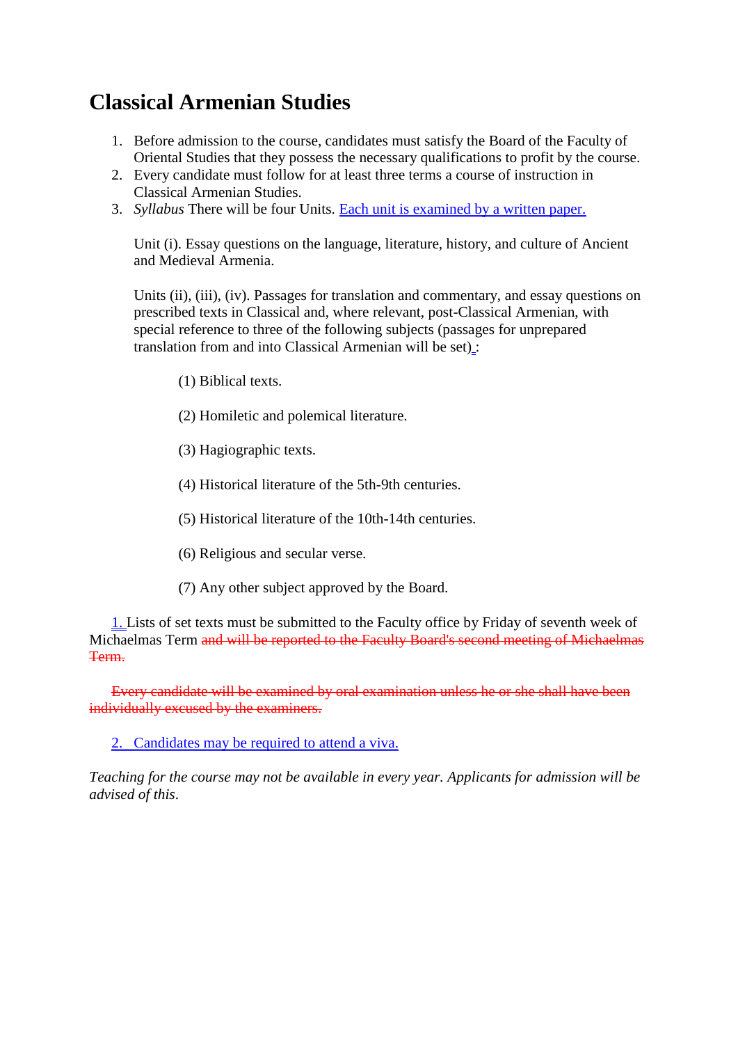# Classical Armenian Studies

1. Before admission to the course, candidates must satisfy the Board of the Faculty of Oriental Studies that they possess the necessary qualifications to profit by the course.
2. Every candidate must follow for at least three terms a course of instruction in Classical Armenian Studies.
3. *Syllabus* There will be four Units. Each unit is examined by a written paper.

   Unit (i). Essay questions on the language, literature, history, and culture of Ancient and Medieval Armenia.

   Units (ii), (iii), (iv). Passages for translation and commentary, and essay questions on prescribed texts in Classical and, where relevant, post-Classical Armenian, with special reference to three of the following subjects (passages for unprepared translation from and into Classical Armenian will be set) :

   (1) Biblical texts.

   (2) Homiletic and polemical literature.

   (3) Hagiographic texts.

   (4) Historical literature of the 5th-9th centuries.

   (5) Historical literature of the 10th-14th centuries.

   (6) Religious and secular verse.

   (7) Any other subject approved by the Board.

1. Lists of set texts must be submitted to the Faculty office by Friday of seventh week of Michaelmas Term ~~and will be reported to the Faculty Board's second meeting of Michaelmas Term.~~

~~Every candidate will be examined by oral examination unless he or she shall have been individually excused by the examiners.~~

2. Candidates may be required to attend a viva.

*Teaching for the course may not be available in every year. Applicants for admission will be advised of this.*